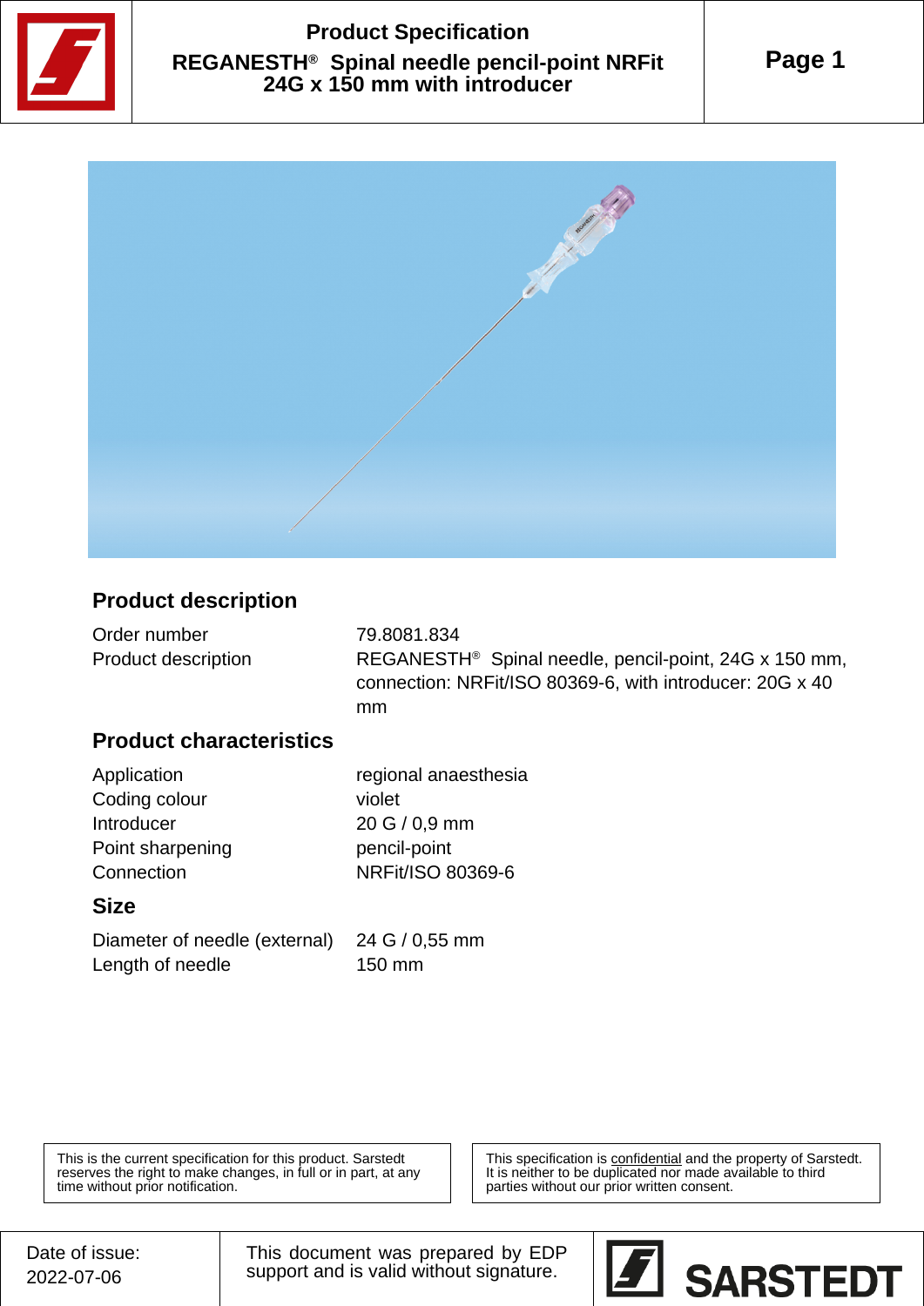# Product Specification

## REGANESTH® Spinal needle pencil-point NRFit 24G x 150 mm with introducer

### Product description

| | |
|---|---|
| Order number | 79.8081.834 |
| Product description | REGANESTH® Spinal needle, pencil-point, 24G x 150 mm, connection: NRFit/ISO 80369-6, with introducer: 20G x 40 mm |

### Product characteristics

| | |
|---|---|
| Application | regional anaesthesia |
| Coding colour | violet |
| Introducer | 20 G / 0,9 mm |
| Point sharpening | pencil-point |
| Connection | NRFit/ISO 80369-6 |

### Size

| | |
|---|---|
| Diameter of needle (external) | 24 G / 0,55 mm |
| Length of needle | 150 mm |

This is the current specification for this product. Sarstedt reserves the right to make changes, in full or in part, at any time without prior notification.

This specification is confidential and the property of Sarstedt. It is neither to be duplicated nor made available to third parties without our prior written consent.

Date of issue: 2022-07-06

This document was prepared by EDP support and is valid without signature.

SARSTEDT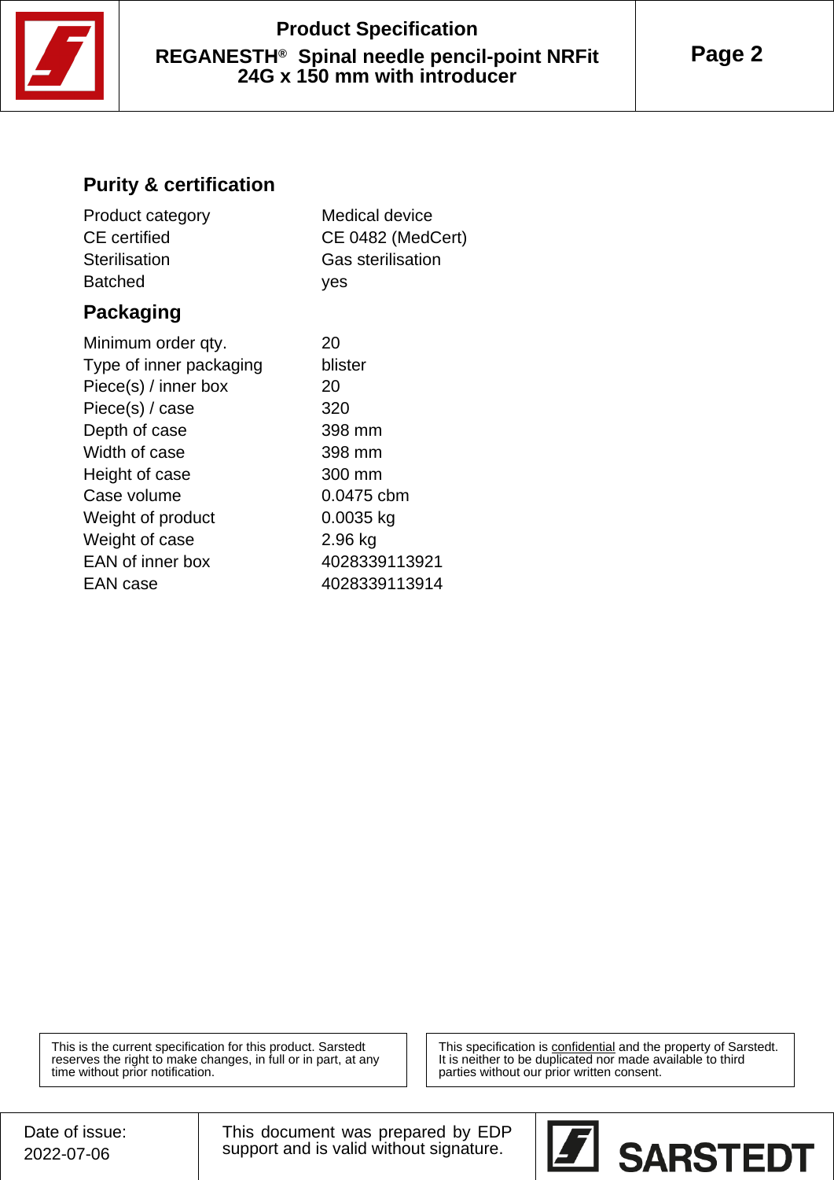## Purity & certification

| | |
|---|---|
| Product category | Medical device |
| CE certified | CE 0482 (MedCert) |
| Sterilisation | Gas sterilisation |
| Batched | yes |

## Packaging

| | |
|---|---|
| Minimum order qty. | 20 |
| Type of inner packaging | blister |
| Piece(s) / inner box | 20 |
| Piece(s) / case | 320 |
| Depth of case | 398 mm |
| Width of case | 398 mm |
| Height of case | 300 mm |
| Case volume | 0.0475 cbm |
| Weight of product | 0.0035 kg |
| Weight of case | 2.96 kg |
| EAN of inner box | 4028339113921 |
| EAN case | 4028339113914 |

This is the current specification for this product. Sarstedt reserves the right to make changes, in full or in part, at any time without prior notification.

This specification is confidential and the property of Sarstedt. It is neither to be duplicated nor made available to third parties without our prior written consent.

Date of issue: 2022-07-06

This document was prepared by EDP support and is valid without signature.